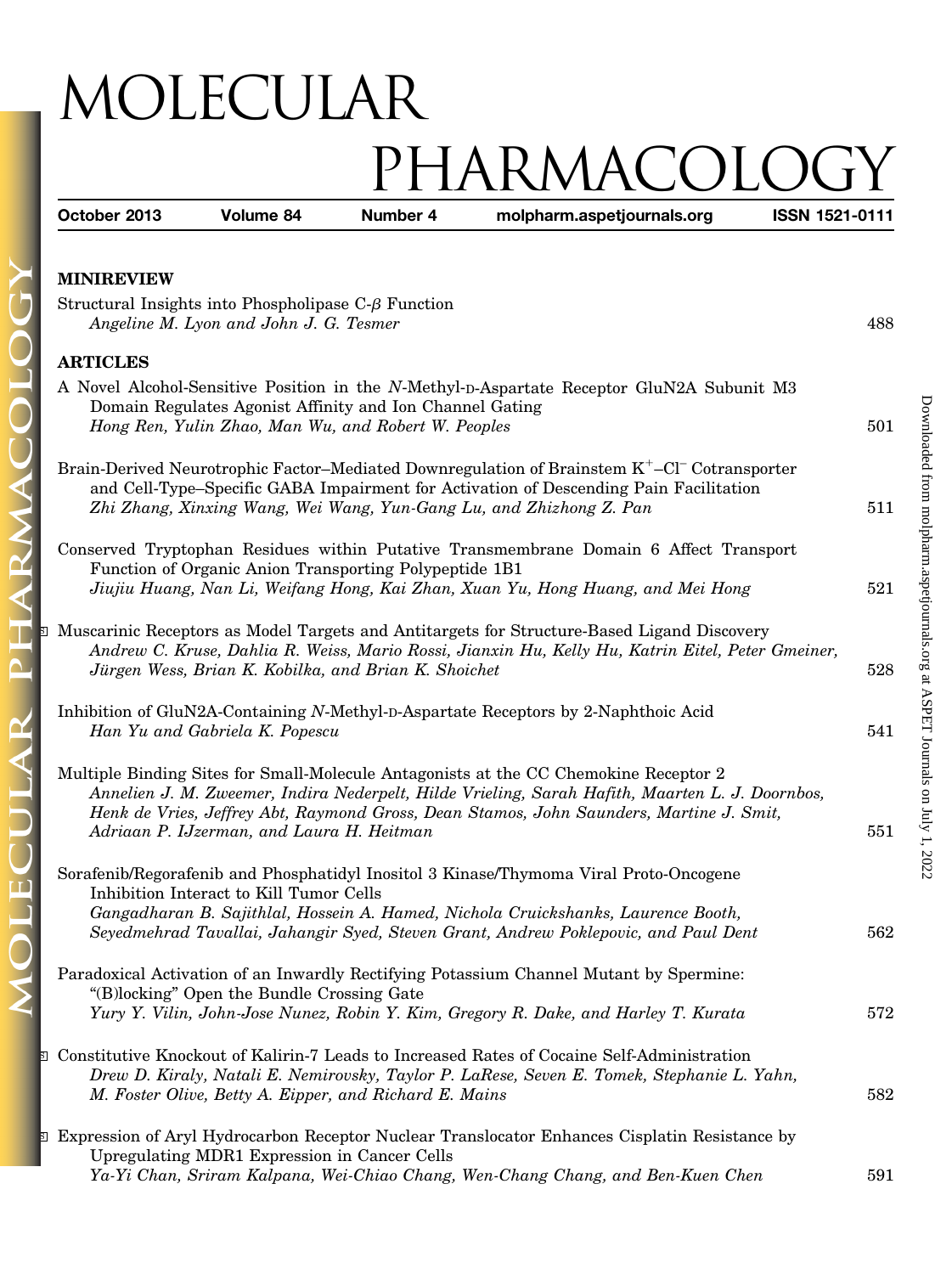# MOLECULAR PHARMACOLOGY

**October 2013** **Volume 84** **Number 4** **molpharm.aspetjournals.org** **ISSN 1521-0111**

## MINIREVIEW

Structural Insights into Phospholipase C-$\beta$ Function
*Angeline M. Lyon and John J. G. Tesmer* 488

## ARTICLES

A Novel Alcohol-Sensitive Position in the *N*-Methyl-D-Aspartate Receptor GluN2A Subunit M3 Domain Regulates Agonist Affinity and Ion Channel Gating
*Hong Ren, Yulin Zhao, Man Wu, and Robert W. Peoples* 501

Brain-Derived Neurotrophic Factor–Mediated Downregulation of Brainstem $K^+$–$Cl^-$ Cotransporter and Cell-Type–Specific GABA Impairment for Activation of Descending Pain Facilitation
*Zhi Zhang, Xinxing Wang, Wei Wang, Yun-Gang Lu, and Zhizhong Z. Pan* 511

Conserved Tryptophan Residues within Putative Transmembrane Domain 6 Affect Transport Function of Organic Anion Transporting Polypeptide 1B1
*Jiujiu Huang, Nan Li, Weifang Hong, Kai Zhan, Xuan Yu, Hong Huang, and Mei Hong* 521

Muscarinic Receptors as Model Targets and Antitargets for Structure-Based Ligand Discovery
*Andrew C. Kruse, Dahlia R. Weiss, Mario Rossi, Jianxin Hu, Kelly Hu, Katrin Eitel, Peter Gmeiner, Jürgen Wess, Brian K. Kobilka, and Brian K. Shoichet* 528

Inhibition of GluN2A-Containing *N*-Methyl-D-Aspartate Receptors by 2-Naphthoic Acid
*Han Yu and Gabriela K. Popescu* 541

Multiple Binding Sites for Small-Molecule Antagonists at the CC Chemokine Receptor 2
*Annelien J. M. Zweemer, Indira Nederpelt, Hilde Vrieling, Sarah Hafith, Maarten L. J. Doornbos, Henk de Vries, Jeffrey Abt, Raymond Gross, Dean Stamos, John Saunders, Martine J. Smit, Adriaan P. IJzerman, and Laura H. Heitman* 551

Sorafenib/Regorafenib and Phosphatidyl Inositol 3 Kinase/Thymoma Viral Proto-Oncogene Inhibition Interact to Kill Tumor Cells
*Gangadharan B. Sajithlal, Hossein A. Hamed, Nichola Cruickshanks, Laurence Booth, Seyedmehrad Tavallai, Jahangir Syed, Steven Grant, Andrew Poklepovic, and Paul Dent* 562

Paradoxical Activation of an Inwardly Rectifying Potassium Channel Mutant by Spermine: "(B)locking" Open the Bundle Crossing Gate
*Yury Y. Vilin, John-Jose Nunez, Robin Y. Kim, Gregory R. Dake, and Harley T. Kurata* 572

Constitutive Knockout of Kalirin-7 Leads to Increased Rates of Cocaine Self-Administration
*Drew D. Kiraly, Natali E. Nemirovsky, Taylor P. LaRese, Seven E. Tomek, Stephanie L. Yahn, M. Foster Olive, Betty A. Eipper, and Richard E. Mains* 582

Expression of Aryl Hydrocarbon Receptor Nuclear Translocator Enhances Cisplatin Resistance by Upregulating MDR1 Expression in Cancer Cells
*Ya-Yi Chan, Sriram Kalpana, Wei-Chiao Chang, Wen-Chang Chang, and Ben-Kuen Chen* 591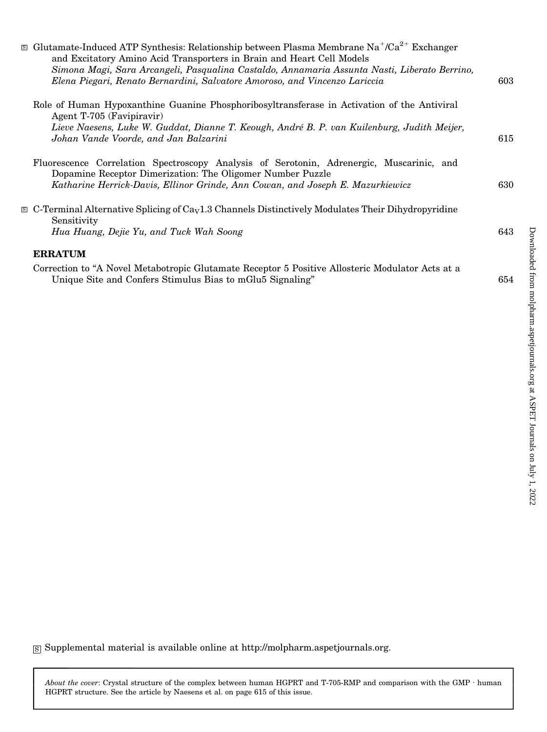[S] Glutamate-Induced ATP Synthesis: Relationship between Plasma Membrane $Na^{+}/Ca^{2+}$ Exchanger and Excitatory Amino Acid Transporters in Brain and Heart Cell Models
*Simona Magi, Sara Arcangeli, Pasqualina Castaldo, Annamaria Assunta Nasti, Liberato Berrino, Elena Piegari, Renato Bernardini, Salvatore Amoroso, and Vincenzo Lariccia* 603

Role of Human Hypoxanthine Guanine Phosphoribosyltransferase in Activation of the Antiviral Agent T-705 (Favipiravir)
*Lieve Naesens, Luke W. Guddat, Dianne T. Keough, André B. P. van Kuilenburg, Judith Meijer, Johan Vande Voorde, and Jan Balzarini* 615

Fluorescence Correlation Spectroscopy Analysis of Serotonin, Adrenergic, Muscarinic, and Dopamine Receptor Dimerization: The Oligomer Number Puzzle
*Katharine Herrick-Davis, Ellinor Grinde, Ann Cowan, and Joseph E. Mazurkiewicz* 630

[S] C-Terminal Alternative Splicing of $Ca_V1.3$ Channels Distinctively Modulates Their Dihydropyridine Sensitivity
*Hua Huang, Dejie Yu, and Tuck Wah Soong* 643

**ERRATUM**

Correction to "A Novel Metabotropic Glutamate Receptor 5 Positive Allosteric Modulator Acts at a Unique Site and Confers Stimulus Bias to mGlu5 Signaling" 654

[S] Supplemental material is available online at http://molpharm.aspetjournals.org.

*About the cover*: Crystal structure of the complex between human HGPRT and T-705-RMP and comparison with the GMP · human HGPRT structure. See the article by Naesens et al. on page 615 of this issue.